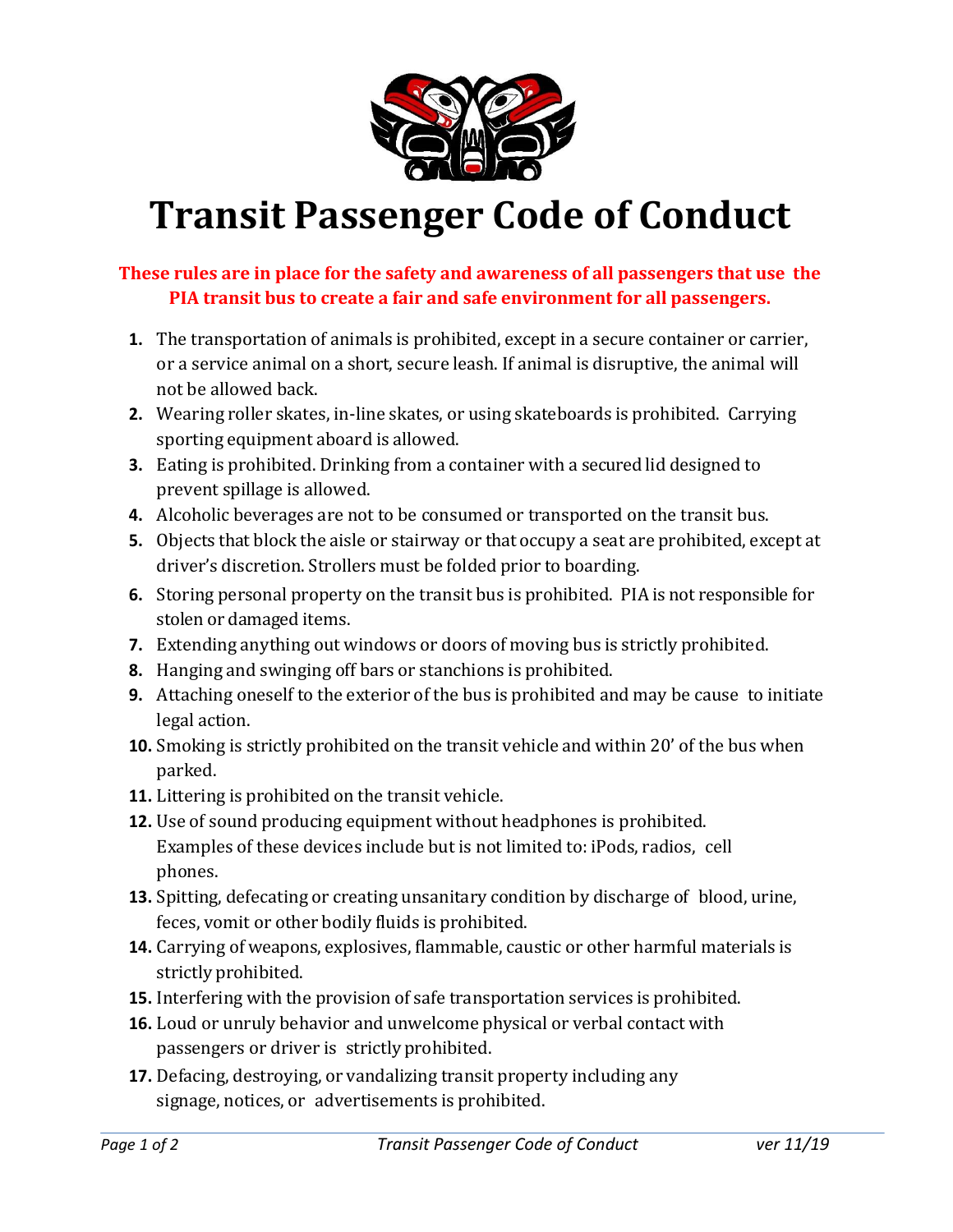# Transit Passenger Code of Conduct

**These rules are in place for the safety and awareness of all passengers that use the PIA transit bus to create a fair and safe environment for all passengers.**

1. The transportation of animals is prohibited, except in a secure container or carrier, or a service animal on a short, secure leash. If animal is disruptive, the animal will not be allowed back.
2. Wearing roller skates, in-line skates, or using skateboards is prohibited. Carrying sporting equipment aboard is allowed.
3. Eating is prohibited. Drinking from a container with a secured lid designed to prevent spillage is allowed.
4. Alcoholic beverages are not to be consumed or transported on the transit bus.
5. Objects that block the aisle or stairway or that occupy a seat are prohibited, except at driver's discretion. Strollers must be folded prior to boarding.
6. Storing personal property on the transit bus is prohibited. PIA is not responsible for stolen or damaged items.
7. Extending anything out windows or doors of moving bus is strictly prohibited.
8. Hanging and swinging off bars or stanchions is prohibited.
9. Attaching oneself to the exterior of the bus is prohibited and may be cause to initiate legal action.
10. Smoking is strictly prohibited on the transit vehicle and within 20' of the bus when parked.
11. Littering is prohibited on the transit vehicle.
12. Use of sound producing equipment without headphones is prohibited. Examples of these devices include but is not limited to: iPods, radios, cell phones.
13. Spitting, defecating or creating unsanitary condition by discharge of blood, urine, feces, vomit or other bodily fluids is prohibited.
14. Carrying of weapons, explosives, flammable, caustic or other harmful materials is strictly prohibited.
15. Interfering with the provision of safe transportation services is prohibited.
16. Loud or unruly behavior and unwelcome physical or verbal contact with passengers or driver is strictly prohibited.
17. Defacing, destroying, or vandalizing transit property including any signage, notices, or advertisements is prohibited.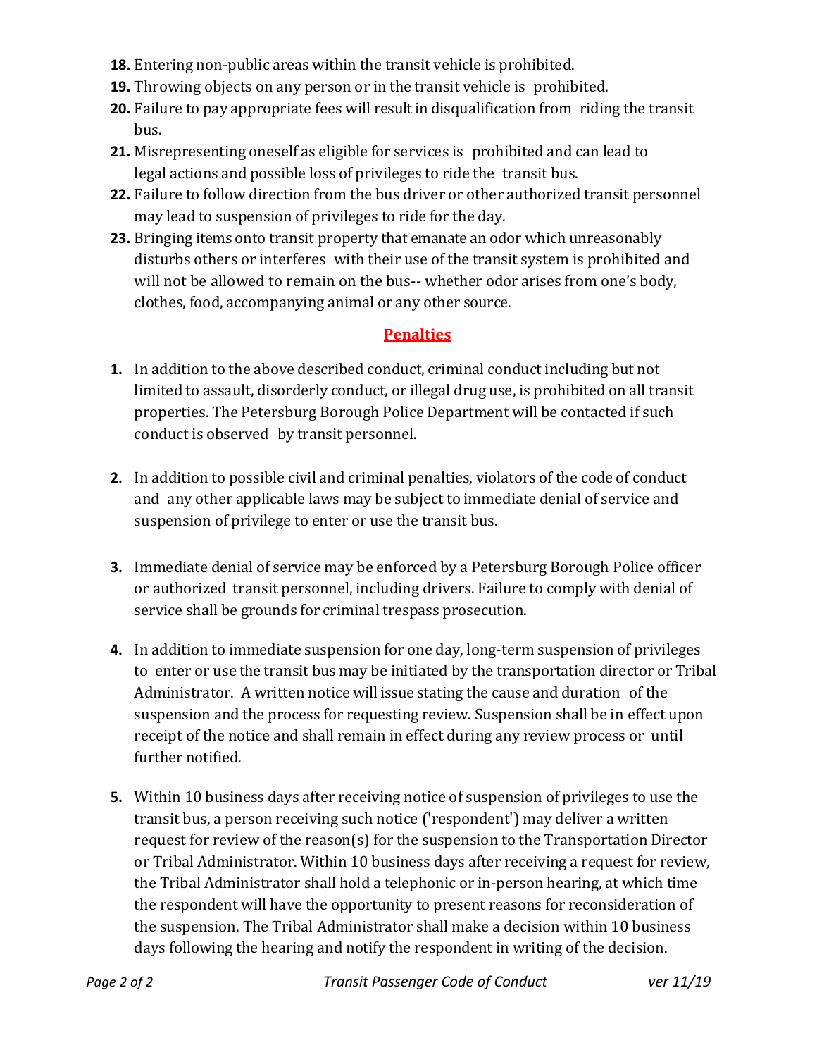18. Entering non-public areas within the transit vehicle is prohibited.
19. Throwing objects on any person or in the transit vehicle is prohibited.
20. Failure to pay appropriate fees will result in disqualification from riding the transit bus.
21. Misrepresenting oneself as eligible for services is prohibited and can lead to legal actions and possible loss of privileges to ride the transit bus.
22. Failure to follow direction from the bus driver or other authorized transit personnel may lead to suspension of privileges to ride for the day.
23. Bringing items onto transit property that emanate an odor which unreasonably disturbs others or interferes with their use of the transit system is prohibited and will not be allowed to remain on the bus-- whether odor arises from one's body, clothes, food, accompanying animal or any other source.

## Penalties

1. In addition to the above described conduct, criminal conduct including but not limited to assault, disorderly conduct, or illegal drug use, is prohibited on all transit properties. The Petersburg Borough Police Department will be contacted if such conduct is observed by transit personnel.

2. In addition to possible civil and criminal penalties, violators of the code of conduct and any other applicable laws may be subject to immediate denial of service and suspension of privilege to enter or use the transit bus.

3. Immediate denial of service may be enforced by a Petersburg Borough Police officer or authorized transit personnel, including drivers. Failure to comply with denial of service shall be grounds for criminal trespass prosecution.

4. In addition to immediate suspension for one day, long-term suspension of privileges to enter or use the transit bus may be initiated by the transportation director or Tribal Administrator. A written notice will issue stating the cause and duration of the suspension and the process for requesting review. Suspension shall be in effect upon receipt of the notice and shall remain in effect during any review process or until further notified.

5. Within 10 business days after receiving notice of suspension of privileges to use the transit bus, a person receiving such notice ('respondent') may deliver a written request for review of the reason(s) for the suspension to the Transportation Director or Tribal Administrator. Within 10 business days after receiving a request for review, the Tribal Administrator shall hold a telephonic or in-person hearing, at which time the respondent will have the opportunity to present reasons for reconsideration of the suspension. The Tribal Administrator shall make a decision within 10 business days following the hearing and notify the respondent in writing of the decision.